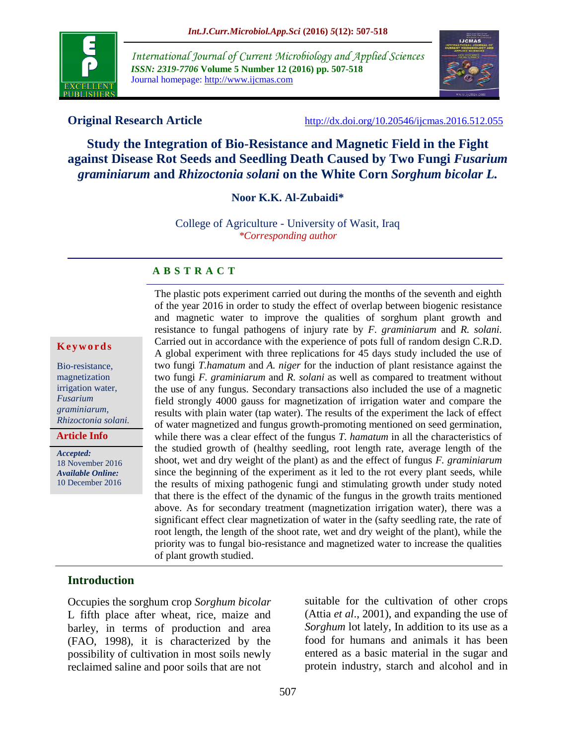International Journal of Current Microbiology and Applied Sciences
*ISSN: 2319-7706* **Volume 5 Number 12 (2016) pp. 507-518**
Journal homepage: http://www.ijcmas.com

**Original Research Article** http://dx.doi.org/10.20546/ijcmas.2016.512.055

# Study the Integration of Bio-Resistance and Magnetic Field in the Fight against Disease Rot Seeds and Seedling Death Caused by Two Fungi *Fusarium graminiarum* and *Rhizoctonia solani* on the White Corn *Sorghum bicolar L.*

**Noor K.K. Al-Zubaidi***

College of Agriculture - University of Wasit, Iraq
*\*Corresponding author*

**Keywords**

Bio-resistance, magnetization irrigation water, *Fusarium graminiarum, Rhizoctonia solani.*

**Article Info**

*Accepted:* 18 November 2016
*Available Online:* 10 December 2016

## ABSTRACT

The plastic pots experiment carried out during the months of the seventh and eighth of the year 2016 in order to study the effect of overlap between biogenic resistance and magnetic water to improve the qualities of sorghum plant growth and resistance to fungal pathogens of injury rate by *F. graminiarum* and *R. solani.* Carried out in accordance with the experience of pots full of random design C.R.D. A global experiment with three replications for 45 days study included the use of two fungi *T.hamatum* and *A. niger* for the induction of plant resistance against the two fungi *F. graminiarum* and *R. solani* as well as compared to treatment without the use of any fungus. Secondary transactions also included the use of a magnetic field strongly 4000 gauss for magnetization of irrigation water and compare the results with plain water (tap water). The results of the experiment the lack of effect of water magnetized and fungus growth-promoting mentioned on seed germination, while there was a clear effect of the fungus *T. hamatum* in all the characteristics of the studied growth of (healthy seedling, root length rate, average length of the shoot, wet and dry weight of the plant) as and the effect of fungus *F. graminiarum* since the beginning of the experiment as it led to the rot every plant seeds, while the results of mixing pathogenic fungi and stimulating growth under study noted that there is the effect of the dynamic of the fungus in the growth traits mentioned above. As for secondary treatment (magnetization irrigation water), there was a significant effect clear magnetization of water in the (safty seedling rate, the rate of root length, the length of the shoot rate, wet and dry weight of the plant), while the priority was to fungal bio-resistance and magnetized water to increase the qualities of plant growth studied.

## Introduction

Occupies the sorghum crop *Sorghum bicolar* L fifth place after wheat, rice, maize and barley, in terms of production and area (FAO, 1998), it is characterized by the possibility of cultivation in most soils newly reclaimed saline and poor soils that are not suitable for the cultivation of other crops (Attia *et al*., 2001), and expanding the use of *Sorghum* lot lately, In addition to its use as a food for humans and animals it has been entered as a basic material in the sugar and protein industry, starch and alcohol and in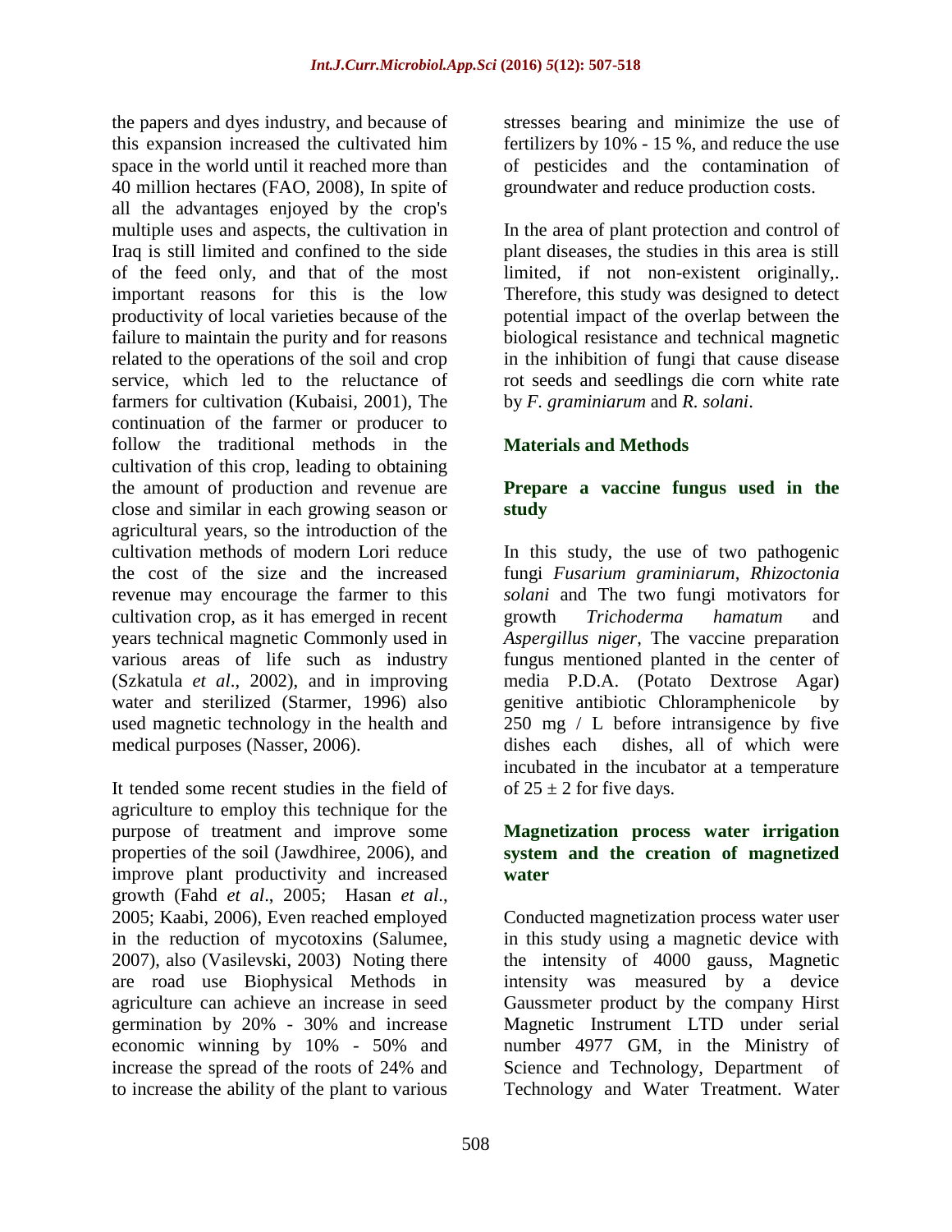the papers and dyes industry, and because of this expansion increased the cultivated him space in the world until it reached more than 40 million hectares (FAO, 2008), In spite of all the advantages enjoyed by the crop's multiple uses and aspects, the cultivation in Iraq is still limited and confined to the side of the feed only, and that of the most important reasons for this is the low productivity of local varieties because of the failure to maintain the purity and for reasons related to the operations of the soil and crop service, which led to the reluctance of farmers for cultivation (Kubaisi, 2001), The continuation of the farmer or producer to follow the traditional methods in the cultivation of this crop, leading to obtaining the amount of production and revenue are close and similar in each growing season or agricultural years, so the introduction of the cultivation methods of modern Lori reduce the cost of the size and the increased revenue may encourage the farmer to this cultivation crop, as it has emerged in recent years technical magnetic Commonly used in various areas of life such as industry (Szkatula *et al*., 2002), and in improving water and sterilized (Starmer, 1996) also used magnetic technology in the health and medical purposes (Nasser, 2006).

It tended some recent studies in the field of agriculture to employ this technique for the purpose of treatment and improve some properties of the soil (Jawdhiree, 2006), and improve plant productivity and increased growth (Fahd *et al*., 2005; Hasan *et al*., 2005; Kaabi, 2006), Even reached employed in the reduction of mycotoxins (Salumee, 2007), also (Vasilevski, 2003) Noting there are road use Biophysical Methods in agriculture can achieve an increase in seed germination by 20% - 30% and increase economic winning by 10% - 50% and increase the spread of the roots of 24% and to increase the ability of the plant to various stresses bearing and minimize the use of fertilizers by 10% - 15 %, and reduce the use of pesticides and the contamination of groundwater and reduce production costs.

In the area of plant protection and control of plant diseases, the studies in this area is still limited, if not non-existent originally,. Therefore, this study was designed to detect potential impact of the overlap between the biological resistance and technical magnetic in the inhibition of fungi that cause disease rot seeds and seedlings die corn white rate by *F. graminiarum* and *R. solani*.

## Materials and Methods

### Prepare a vaccine fungus used in the study

In this study, the use of two pathogenic fungi *Fusarium graminiarum*, *Rhizoctonia solani* and The two fungi motivators for growth *Trichoderma hamatum* and *Aspergillus niger*, The vaccine preparation fungus mentioned planted in the center of media P.D.A. (Potato Dextrose Agar) genitive antibiotic Chloramphenicole by 250 mg / L before intransigence by five dishes each dishes, all of which were incubated in the incubator at a temperature of $25 \pm 2$ for five days.

### Magnetization process water irrigation system and the creation of magnetized water

Conducted magnetization process water user in this study using a magnetic device with the intensity of 4000 gauss, Magnetic intensity was measured by a device Gaussmeter product by the company Hirst Magnetic Instrument LTD under serial number 4977 GM, in the Ministry of Science and Technology, Department of Technology and Water Treatment. Water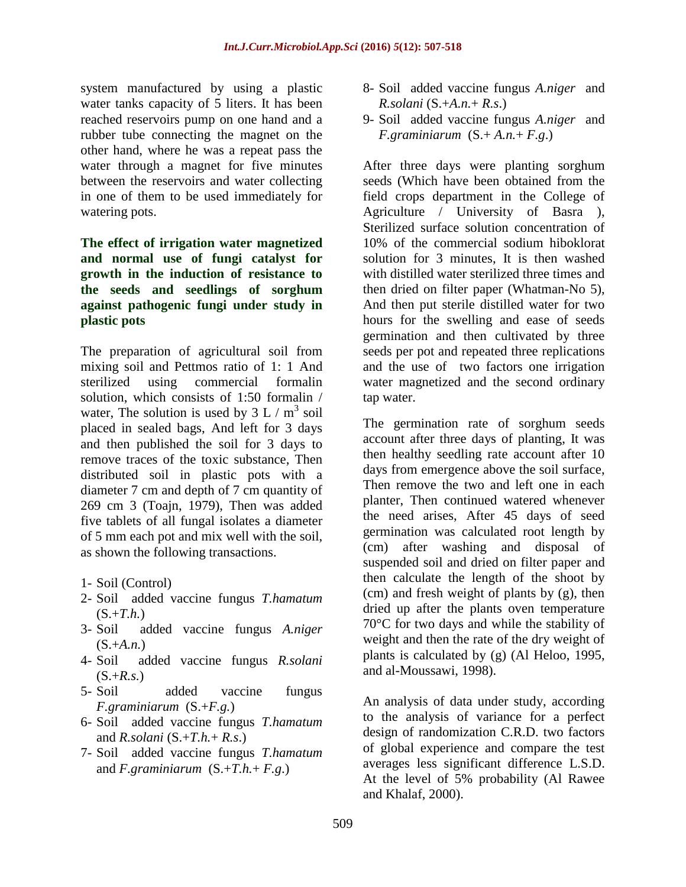system manufactured by using a plastic water tanks capacity of 5 liters. It has been reached reservoirs pump on one hand and a rubber tube connecting the magnet on the other hand, where he was a repeat pass the water through a magnet for five minutes between the reservoirs and water collecting in one of them to be used immediately for watering pots.

**The effect of irrigation water magnetized and normal use of fungi catalyst for growth in the induction of resistance to the seeds and seedlings of sorghum against pathogenic fungi under study in plastic pots**

The preparation of agricultural soil from mixing soil and Pettmos ratio of 1: 1 And sterilized using commercial formalin solution, which consists of 1:50 formalin / water, The solution is used by 3 L / $m^3$ soil placed in sealed bags, And left for 3 days and then published the soil for 3 days to remove traces of the toxic substance, Then distributed soil in plastic pots with a diameter 7 cm and depth of 7 cm quantity of 269 cm 3 (Toajn, 1979), Then was added five tablets of all fungal isolates a diameter of 5 mm each pot and mix well with the soil, as shown the following transactions.

1- Soil (Control)
2- Soil added vaccine fungus *T.hamatum* (S.+*T.h.*)
3- Soil added vaccine fungus *A.niger* (S.+*A.n.*)
4- Soil added vaccine fungus *R.solani* (S.+*R.s.*)
5- Soil added vaccine fungus *F.graminiarum* (S.+*F.g.*)
6- Soil added vaccine fungus *T.hamatum* and *R.solani* (S.+*T.h.+ R.s.*)
7- Soil added vaccine fungus *T.hamatum* and *F.graminiarum* (S.+*T.h.+ F.g.*)
8- Soil added vaccine fungus *A.niger* and *R.solani* (S.+*A.n.+ R.s.*)
9- Soil added vaccine fungus *A.niger* and *F.graminiarum* (S.+ *A.n.+ F.g.*)

After three days were planting sorghum seeds (Which have been obtained from the field crops department in the College of Agriculture / University of Basra ), Sterilized surface solution concentration of 10% of the commercial sodium hiboklorat solution for 3 minutes, It is then washed with distilled water sterilized three times and then dried on filter paper (Whatman-No 5), And then put sterile distilled water for two hours for the swelling and ease of seeds germination and then cultivated by three seeds per pot and repeated three replications and the use of two factors one irrigation water magnetized and the second ordinary tap water.

The germination rate of sorghum seeds account after three days of planting, It was then healthy seedling rate account after 10 days from emergence above the soil surface, Then remove the two and left one in each planter, Then continued watered whenever the need arises, After 45 days of seed germination was calculated root length by (cm) after washing and disposal of suspended soil and dried on filter paper and then calculate the length of the shoot by (cm) and fresh weight of plants by (g), then dried up after the plants oven temperature 70°C for two days and while the stability of weight and then the rate of the dry weight of plants is calculated by (g) (Al Heloo, 1995, and al-Moussawi, 1998).

An analysis of data under study, according to the analysis of variance for a perfect design of randomization C.R.D. two factors of global experience and compare the test averages less significant difference L.S.D. At the level of 5% probability (Al Rawee and Khalaf, 2000).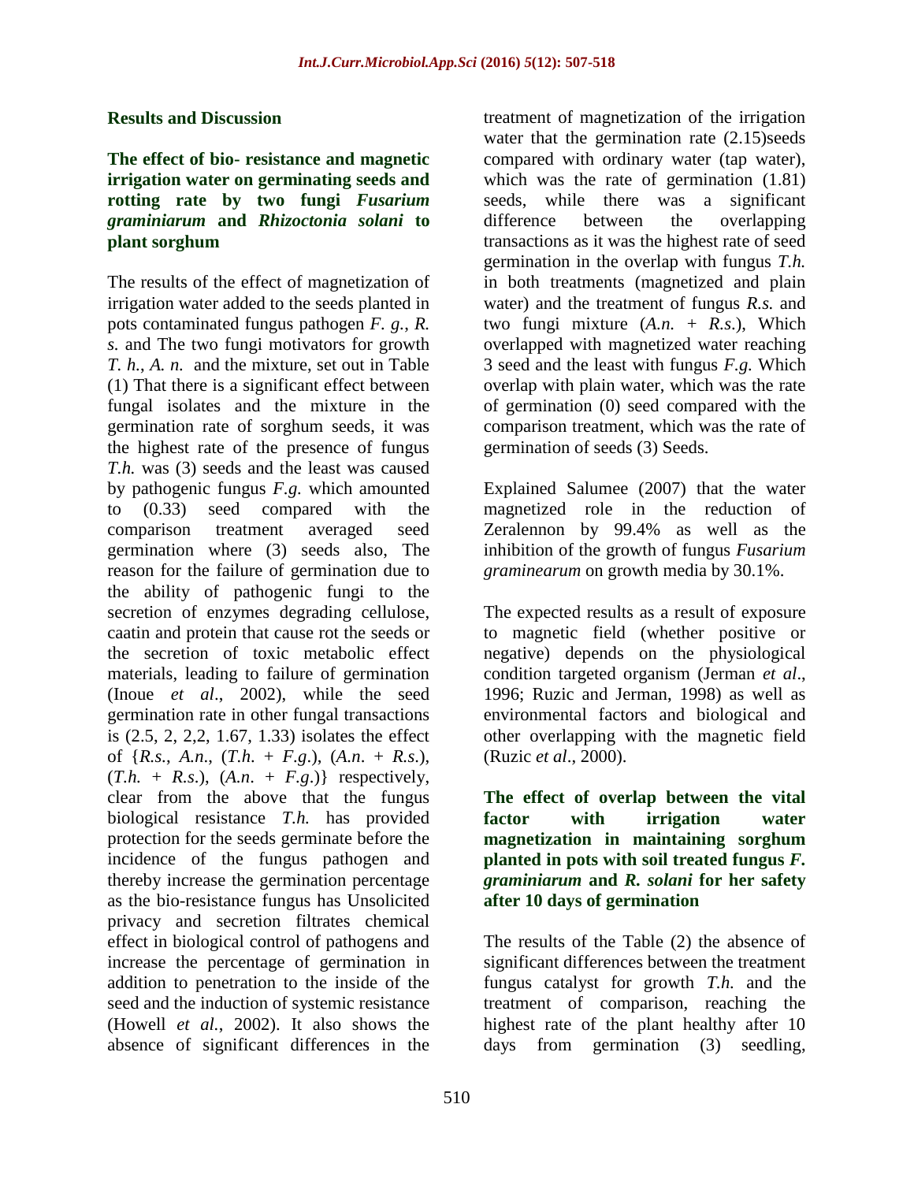## Results and Discussion

### The effect of bio- resistance and magnetic irrigation water on germinating seeds and rotting rate by two fungi *Fusarium graminiarum* and *Rhizoctonia solani* to plant sorghum

The results of the effect of magnetization of irrigation water added to the seeds planted in pots contaminated fungus pathogen *F. g.*, *R. s.* and The two fungi motivators for growth *T. h.*, *A. n.* and the mixture, set out in Table (1) That there is a significant effect between fungal isolates and the mixture in the germination rate of sorghum seeds, it was the highest rate of the presence of fungus *T.h.* was (3) seeds and the least was caused by pathogenic fungus *F.g.* which amounted to (0.33) seed compared with the comparison treatment averaged seed germination where (3) seeds also, The reason for the failure of germination due to the ability of pathogenic fungi to the secretion of enzymes degrading cellulose, caatin and protein that cause rot the seeds or the secretion of toxic metabolic effect materials, leading to failure of germination (Inoue *et al*., 2002), while the seed germination rate in other fungal transactions is (2.5, 2, 2,2, 1.67, 1.33) isolates the effect of {*R.s.*, *A.n.*, (*T.h.* + *F.g.*), (*A.n.* + *R.s.*), (*T.h.* + *R.s.*), (*A.n.* + *F.g.*)} respectively, clear from the above that the fungus biological resistance *T.h.* has provided protection for the seeds germinate before the incidence of the fungus pathogen and thereby increase the germination percentage as the bio-resistance fungus has Unsolicited privacy and secretion filtrates chemical effect in biological control of pathogens and increase the percentage of germination in addition to penetration to the inside of the seed and the induction of systemic resistance (Howell *et al.*, 2002). It also shows the absence of significant differences in the treatment of magnetization of the irrigation water that the germination rate (2.15)seeds compared with ordinary water (tap water), which was the rate of germination (1.81) seeds, while there was a significant difference between the overlapping transactions as it was the highest rate of seed germination in the overlap with fungus *T.h.* in both treatments (magnetized and plain water) and the treatment of fungus *R.s.* and two fungi mixture (*A.n.* + *R.s.*), Which overlapped with magnetized water reaching 3 seed and the least with fungus *F.g.* Which overlap with plain water, which was the rate of germination (0) seed compared with the comparison treatment, which was the rate of germination of seeds (3) Seeds.

Explained Salumee (2007) that the water magnetized role in the reduction of Zeralennon by 99.4% as well as the inhibition of the growth of fungus *Fusarium graminearum* on growth media by 30.1%.

The expected results as a result of exposure to magnetic field (whether positive or negative) depends on the physiological condition targeted organism (Jerman *et al*., 1996; Ruzic and Jerman, 1998) as well as environmental factors and biological and other overlapping with the magnetic field (Ruzic *et al*., 2000).

### The effect of overlap between the vital factor with irrigation water magnetization in maintaining sorghum planted in pots with soil treated fungus *F. graminiarum* and *R. solani* for her safety after 10 days of germination

The results of the Table (2) the absence of significant differences between the treatment fungus catalyst for growth *T.h.* and the treatment of comparison, reaching the highest rate of the plant healthy after 10 days from germination (3) seedling,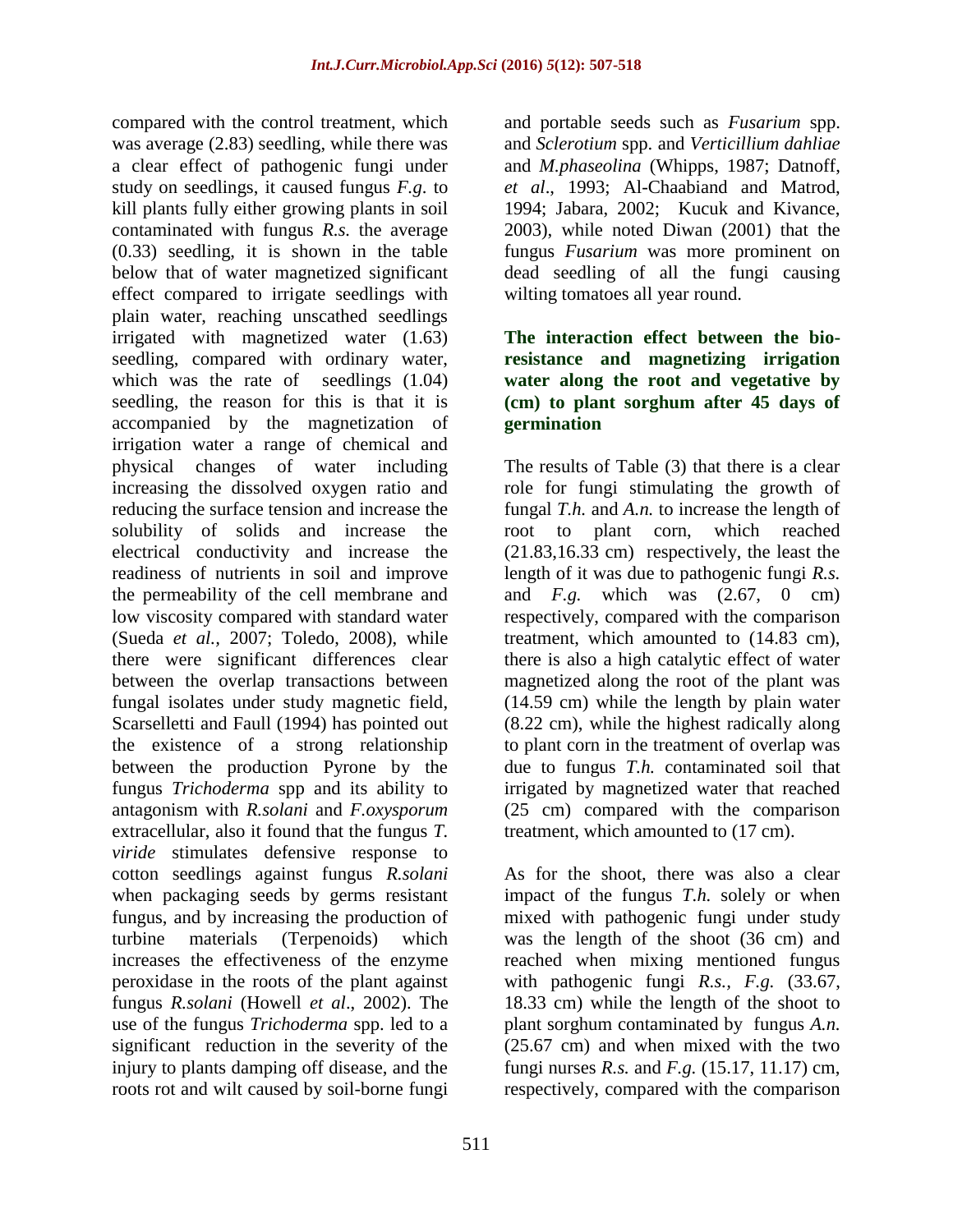compared with the control treatment, which was average (2.83) seedling, while there was a clear effect of pathogenic fungi under study on seedlings, it caused fungus *F.g*. to kill plants fully either growing plants in soil contaminated with fungus *R.s.* the average (0.33) seedling, it is shown in the table below that of water magnetized significant effect compared to irrigate seedlings with plain water, reaching unscathed seedlings irrigated with magnetized water (1.63) seedling, compared with ordinary water, which was the rate of seedlings (1.04) seedling, the reason for this is that it is accompanied by the magnetization of irrigation water a range of chemical and physical changes of water including increasing the dissolved oxygen ratio and reducing the surface tension and increase the solubility of solids and increase the electrical conductivity and increase the readiness of nutrients in soil and improve the permeability of the cell membrane and low viscosity compared with standard water (Sueda *et al.,* 2007; Toledo, 2008), while there were significant differences clear between the overlap transactions between fungal isolates under study magnetic field, Scarselletti and Faull (1994) has pointed out the existence of a strong relationship between the production Pyrone by the fungus *Trichoderma* spp and its ability to antagonism with *R.solani* and *F.oxysporum* extracellular, also it found that the fungus *T. viride* stimulates defensive response to cotton seedlings against fungus *R.solani* when packaging seeds by germs resistant fungus, and by increasing the production of turbine materials (Terpenoids) which increases the effectiveness of the enzyme peroxidase in the roots of the plant against fungus *R.solani* (Howell *et al*., 2002). The use of the fungus *Trichoderma* spp. led to a significant reduction in the severity of the injury to plants damping off disease, and the roots rot and wilt caused by soil-borne fungi and portable seeds such as *Fusarium* spp. and *Sclerotium* spp. and *Verticillium dahliae* and *M.phaseolina* (Whipps, 1987; Datnoff, *et al*., 1993; Al-Chaabiand and Matrod, 1994; Jabara, 2002; Kucuk and Kivance, 2003), while noted Diwan (2001) that the fungus *Fusarium* was more prominent on dead seedling of all the fungi causing wilting tomatoes all year round.

### The interaction effect between the bio-resistance and magnetizing irrigation water along the root and vegetative by (cm) to plant sorghum after 45 days of germination

The results of Table (3) that there is a clear role for fungi stimulating the growth of fungal *T.h.* and *A.n.* to increase the length of root to plant corn, which reached (21.83,16.33 cm) respectively, the least the length of it was due to pathogenic fungi *R.s.* and *F.g.* which was (2.67, 0 cm) respectively, compared with the comparison treatment, which amounted to (14.83 cm), there is also a high catalytic effect of water magnetized along the root of the plant was (14.59 cm) while the length by plain water (8.22 cm), while the highest radically along to plant corn in the treatment of overlap was due to fungus *T.h.* contaminated soil that irrigated by magnetized water that reached (25 cm) compared with the comparison treatment, which amounted to (17 cm).

As for the shoot, there was also a clear impact of the fungus *T.h.* solely or when mixed with pathogenic fungi under study was the length of the shoot (36 cm) and reached when mixing mentioned fungus with pathogenic fungi *R.s., F.g.* (33.67, 18.33 cm) while the length of the shoot to plant sorghum contaminated by fungus *A.n.* (25.67 cm) and when mixed with the two fungi nurses *R.s.* and *F.g.* (15.17, 11.17) cm, respectively, compared with the comparison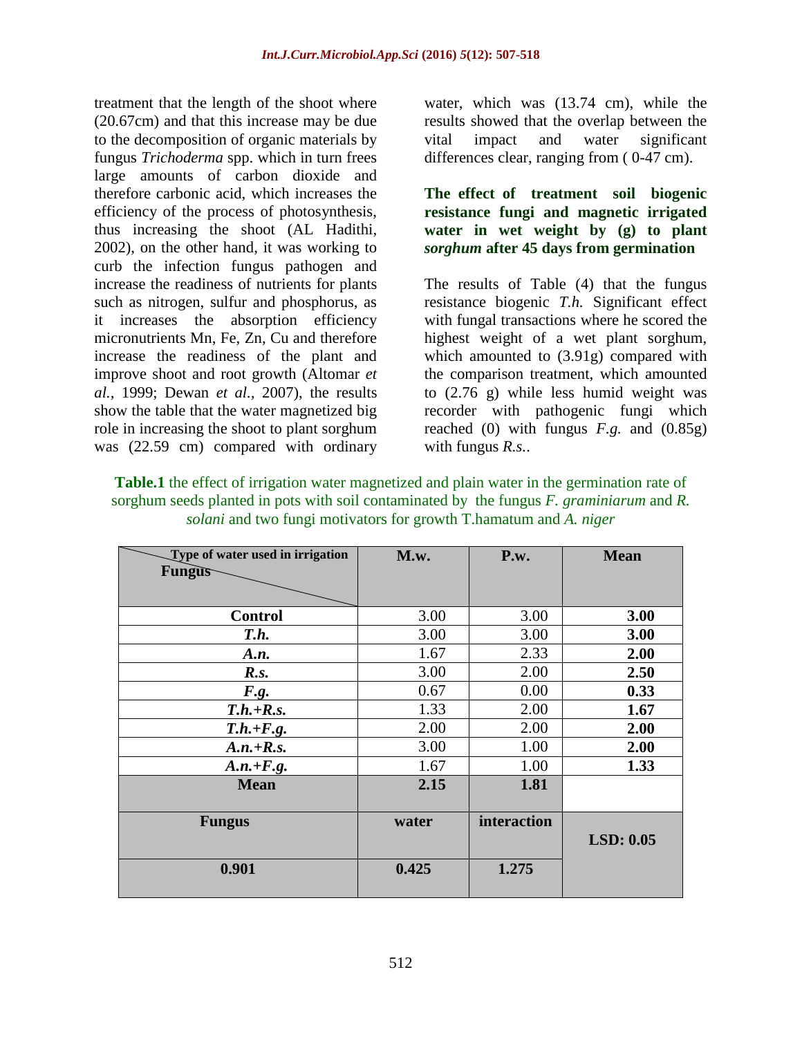treatment that the length of the shoot where (20.67cm) and that this increase may be due to the decomposition of organic materials by fungus *Trichoderma* spp. which in turn frees large amounts of carbon dioxide and therefore carbonic acid, which increases the efficiency of the process of photosynthesis, thus increasing the shoot (AL Hadithi, 2002), on the other hand, it was working to curb the infection fungus pathogen and increase the readiness of nutrients for plants such as nitrogen, sulfur and phosphorus, as it increases the absorption efficiency micronutrients Mn, Fe, Zn, Cu and therefore increase the readiness of the plant and improve shoot and root growth (Altomar *et al.*, 1999; Dewan *et al.*, 2007), the results show the table that the water magnetized big role in increasing the shoot to plant sorghum was (22.59 cm) compared with ordinary water, which was (13.74 cm), while the results showed that the overlap between the vital impact and water significant differences clear, ranging from ( 0-47 cm).

### The effect of treatment soil biogenic resistance fungi and magnetic irrigated water in wet weight by (g) to plant *sorghum* after 45 days from germination

The results of Table (4) that the fungus resistance biogenic *T.h.* Significant effect with fungal transactions where he scored the highest weight of a wet plant sorghum, which amounted to (3.91g) compared with the comparison treatment, which amounted to (2.76 g) while less humid weight was recorder with pathogenic fungi which reached (0) with fungus *F.g.* and (0.85g) with fungus *R.s.*.

**Table.1** the effect of irrigation water magnetized and plain water in the germination rate of sorghum seeds planted in pots with soil contaminated by the fungus *F. graminiarum* and *R. solani* and two fungi motivators for growth T.hamatum and *A. niger*

| Type of water used in irrigation / Fungus | M.w. | P.w. | Mean |
|---|---|---|---|
| **Control** | 3.00 | 3.00 | **3.00** |
| ***T.h.*** | 3.00 | 3.00 | **3.00** |
| ***A.n.*** | 1.67 | 2.33 | **2.00** |
| ***R.s.*** | 3.00 | 2.00 | **2.50** |
| ***F.g.*** | 0.67 | 0.00 | **0.33** |
| ***T.h.+R.s.*** | 1.33 | 2.00 | **1.67** |
| ***T.h.+F.g.*** | 2.00 | 2.00 | **2.00** |
| ***A.n.+R.s.*** | 3.00 | 1.00 | **2.00** |
| ***A.n.+F.g.*** | 1.67 | 1.00 | **1.33** |
| **Mean** | **2.15** | **1.81** | |
| **Fungus** | **water** | **interaction** | **LSD: 0.05** |
| **0.901** | **0.425** | **1.275** | |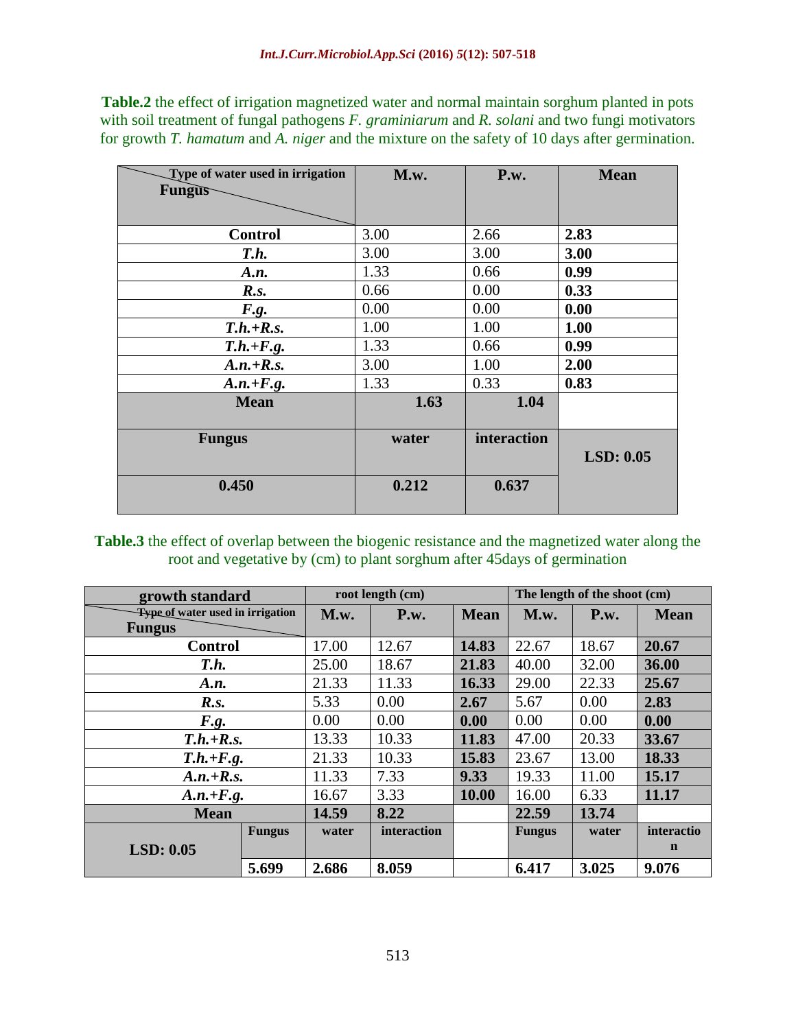**Table.2** the effect of irrigation magnetized water and normal maintain sorghum planted in pots with soil treatment of fungal pathogens *F. graminiarum* and *R. solani* and two fungi motivators for growth *T. hamatum* and *A. niger* and the mixture on the safety of 10 days after germination.

| Type of water used in irrigation / Fungus | M.w. | P.w. | Mean |
|---|---|---|---|
| **Control** | 3.00 | 2.66 | **2.83** |
| ***T.h.*** | 3.00 | 3.00 | **3.00** |
| ***A.n.*** | 1.33 | 0.66 | **0.99** |
| ***R.s.*** | 0.66 | 0.00 | **0.33** |
| ***F.g.*** | 0.00 | 0.00 | **0.00** |
| ***T.h.+R.s.*** | 1.00 | 1.00 | **1.00** |
| ***T.h.+F.g.*** | 1.33 | 0.66 | **0.99** |
| ***A.n.+R.s.*** | 3.00 | 1.00 | **2.00** |
| ***A.n.+F.g.*** | 1.33 | 0.33 | **0.83** |
| **Mean** | **1.63** | **1.04** | |
| **Fungus** | **water** | **interaction** | **LSD: 0.05** |
| **0.450** | **0.212** | **0.637** | |

**Table.3** the effect of overlap between the biogenic resistance and the magnetized water along the root and vegetative by (cm) to plant sorghum after 45days of germination

| growth standard | | root length (cm) | | | The length of the shoot (cm) | | |
|---|---|---|---|---|---|---|---|
| Type of water used in irrigation / Fungus | | M.w. | P.w. | Mean | M.w. | P.w. | Mean |
| **Control** | | 17.00 | 12.67 | **14.83** | 22.67 | 18.67 | **20.67** |
| ***T.h.*** | | 25.00 | 18.67 | **21.83** | 40.00 | 32.00 | **36.00** |
| ***A.n.*** | | 21.33 | 11.33 | **16.33** | 29.00 | 22.33 | **25.67** |
| ***R.s.*** | | 5.33 | 0.00 | **2.67** | 5.67 | 0.00 | **2.83** |
| ***F.g.*** | | 0.00 | 0.00 | **0.00** | 0.00 | 0.00 | **0.00** |
| ***T.h.+R.s.*** | | 13.33 | 10.33 | **11.83** | 47.00 | 20.33 | **33.67** |
| ***T.h.+F.g.*** | | 21.33 | 10.33 | **15.83** | 23.67 | 13.00 | **18.33** |
| ***A.n.+R.s.*** | | 11.33 | 7.33 | **9.33** | 19.33 | 11.00 | **15.17** |
| ***A.n.+F.g.*** | | 16.67 | 3.33 | **10.00** | 16.00 | 6.33 | **11.17** |
| **Mean** | | **14.59** | **8.22** | | **22.59** | **13.74** | |
| **LSD: 0.05** | **Fungus** | **water** | **interaction** | | **Fungus** | **water** | **interaction** |
| | **5.699** | **2.686** | **8.059** | | **6.417** | **3.025** | **9.076** |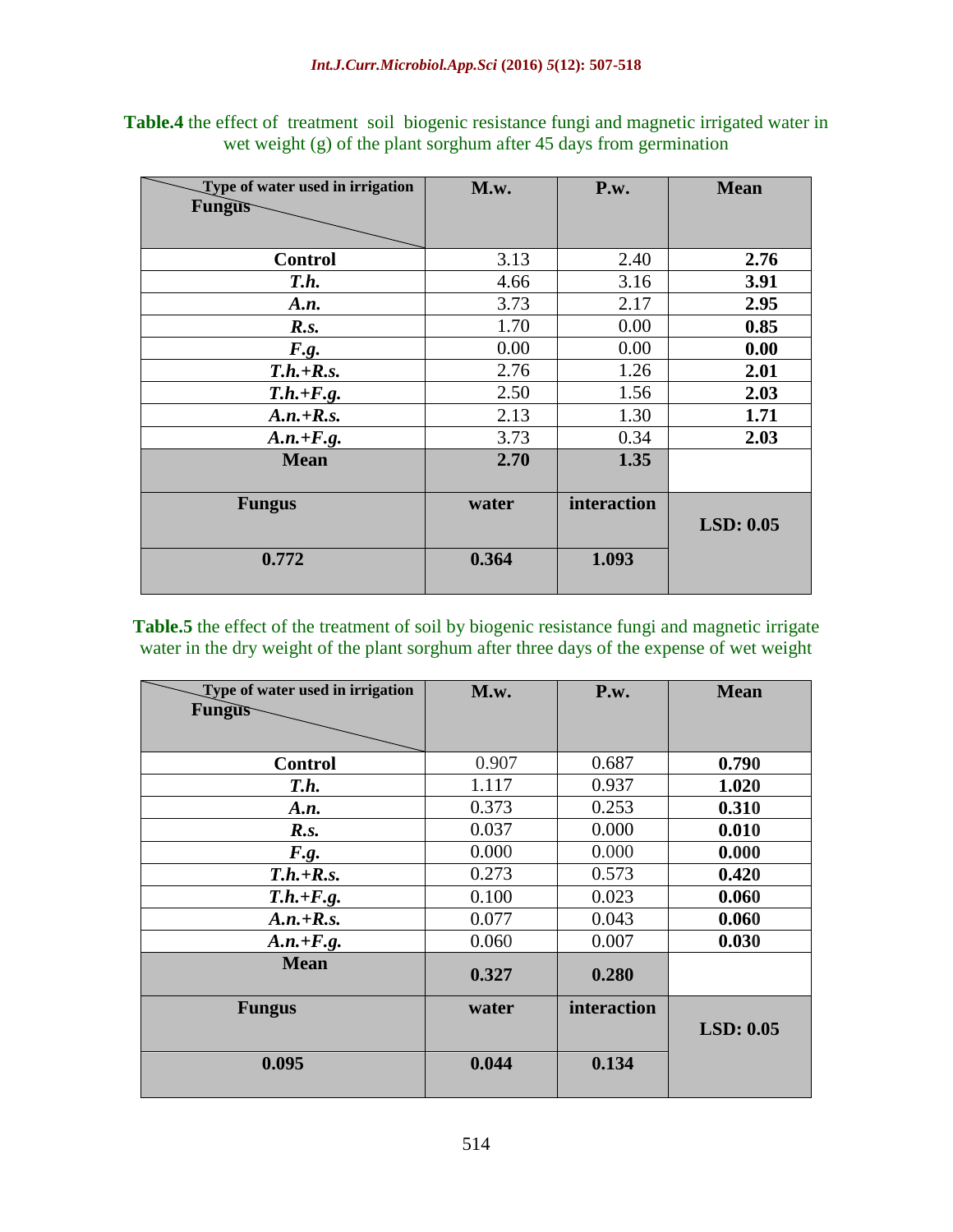**Table.4** the effect of treatment soil biogenic resistance fungi and magnetic irrigated water in wet weight (g) of the plant sorghum after 45 days from germination

| Fungus \ Type of water used in irrigation | M.w. | P.w. | Mean |
|---|---|---|---|
| **Control** | 3.13 | 2.40 | **2.76** |
| ***T.h.*** | 4.66 | 3.16 | **3.91** |
| ***A.n.*** | 3.73 | 2.17 | **2.95** |
| ***R.s.*** | 1.70 | 0.00 | **0.85** |
| ***F.g.*** | 0.00 | 0.00 | **0.00** |
| ***T.h.+R.s.*** | 2.76 | 1.26 | **2.01** |
| ***T.h.+F.g.*** | 2.50 | 1.56 | **2.03** |
| ***A.n.+R.s.*** | 2.13 | 1.30 | **1.71** |
| ***A.n.+F.g.*** | 3.73 | 0.34 | **2.03** |
| **Mean** | **2.70** | **1.35** | |
| **Fungus** | **water** | **interaction** | **LSD: 0.05** |
| **0.772** | **0.364** | **1.093** | |

**Table.5** the effect of the treatment of soil by biogenic resistance fungi and magnetic irrigate water in the dry weight of the plant sorghum after three days of the expense of wet weight

| Fungus \ Type of water used in irrigation | M.w. | P.w. | Mean |
|---|---|---|---|
| **Control** | 0.907 | 0.687 | **0.790** |
| ***T.h.*** | 1.117 | 0.937 | **1.020** |
| ***A.n.*** | 0.373 | 0.253 | **0.310** |
| ***R.s.*** | 0.037 | 0.000 | **0.010** |
| ***F.g.*** | 0.000 | 0.000 | **0.000** |
| ***T.h.+R.s.*** | 0.273 | 0.573 | **0.420** |
| ***T.h.+F.g.*** | 0.100 | 0.023 | **0.060** |
| ***A.n.+R.s.*** | 0.077 | 0.043 | **0.060** |
| ***A.n.+F.g.*** | 0.060 | 0.007 | **0.030** |
| **Mean** | **0.327** | **0.280** | |
| **Fungus** | **water** | **interaction** | **LSD: 0.05** |
| **0.095** | **0.044** | **0.134** | |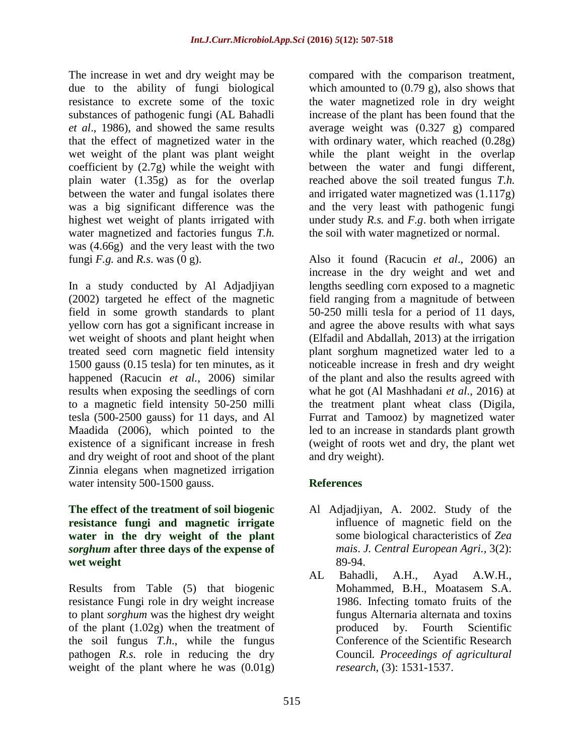The increase in wet and dry weight may be due to the ability of fungi biological resistance to excrete some of the toxic substances of pathogenic fungi (AL Bahadli *et al*., 1986), and showed the same results that the effect of magnetized water in the wet weight of the plant was plant weight coefficient by (2.7g) while the weight with plain water (1.35g) as for the overlap between the water and fungal isolates there was a big significant difference was the highest wet weight of plants irrigated with water magnetized and factories fungus *T.h.* was (4.66g) and the very least with the two fungi *F.g.* and *R.s*. was (0 g).

In a study conducted by Al Adjadjiyan (2002) targeted he effect of the magnetic field in some growth standards to plant yellow corn has got a significant increase in wet weight of shoots and plant height when treated seed corn magnetic field intensity 1500 gauss (0.15 tesla) for ten minutes, as it happened (Racucin *et al.*, 2006) similar results when exposing the seedlings of corn to a magnetic field intensity 50-250 milli tesla (500-2500 gauss) for 11 days, and Al Maadida (2006), which pointed to the existence of a significant increase in fresh and dry weight of root and shoot of the plant Zinnia elegans when magnetized irrigation water intensity 500-1500 gauss.

### The effect of the treatment of soil biogenic resistance fungi and magnetic irrigate water in the dry weight of the plant *sorghum* after three days of the expense of wet weight

Results from Table (5) that biogenic resistance Fungi role in dry weight increase to plant *sorghum* was the highest dry weight of the plant (1.02g) when the treatment of the soil fungus *T.h.*, while the fungus pathogen *R.s.* role in reducing the dry weight of the plant where he was (0.01g) compared with the comparison treatment, which amounted to (0.79 g), also shows that the water magnetized role in dry weight increase of the plant has been found that the average weight was (0.327 g) compared with ordinary water, which reached (0.28g) while the plant weight in the overlap between the water and fungi different, reached above the soil treated fungus *T.h.* and irrigated water magnetized was (1.117g) and the very least with pathogenic fungi under study *R.s.* and *F.g*. both when irrigate the soil with water magnetized or normal.

Also it found (Racucin *et al*., 2006) an increase in the dry weight and wet and lengths seedling corn exposed to a magnetic field ranging from a magnitude of between 50-250 milli tesla for a period of 11 days, and agree the above results with what says (Elfadil and Abdallah, 2013) at the irrigation plant sorghum magnetized water led to a noticeable increase in fresh and dry weight of the plant and also the results agreed with what he got (Al Mashhadani *et al*., 2016) at the treatment plant wheat class (Digila, Furrat and Tamooz) by magnetized water led to an increase in standards plant growth (weight of roots wet and dry, the plant wet and dry weight).

## References

- Al Adjadjiyan, A. 2002. Study of the influence of magnetic field on the some biological characteristics of *Zea mais*. *J. Central European Agri.*, 3(2): 89-94.
- AL Bahadli, A.H., Ayad A.W.H., Mohammed, B.H., Moatasem S.A. 1986. Infecting tomato fruits of the fungus Alternaria alternata and toxins produced by. Fourth Scientific Conference of the Scientific Research Council. *Proceedings of agricultural research,* (3): 1531-1537.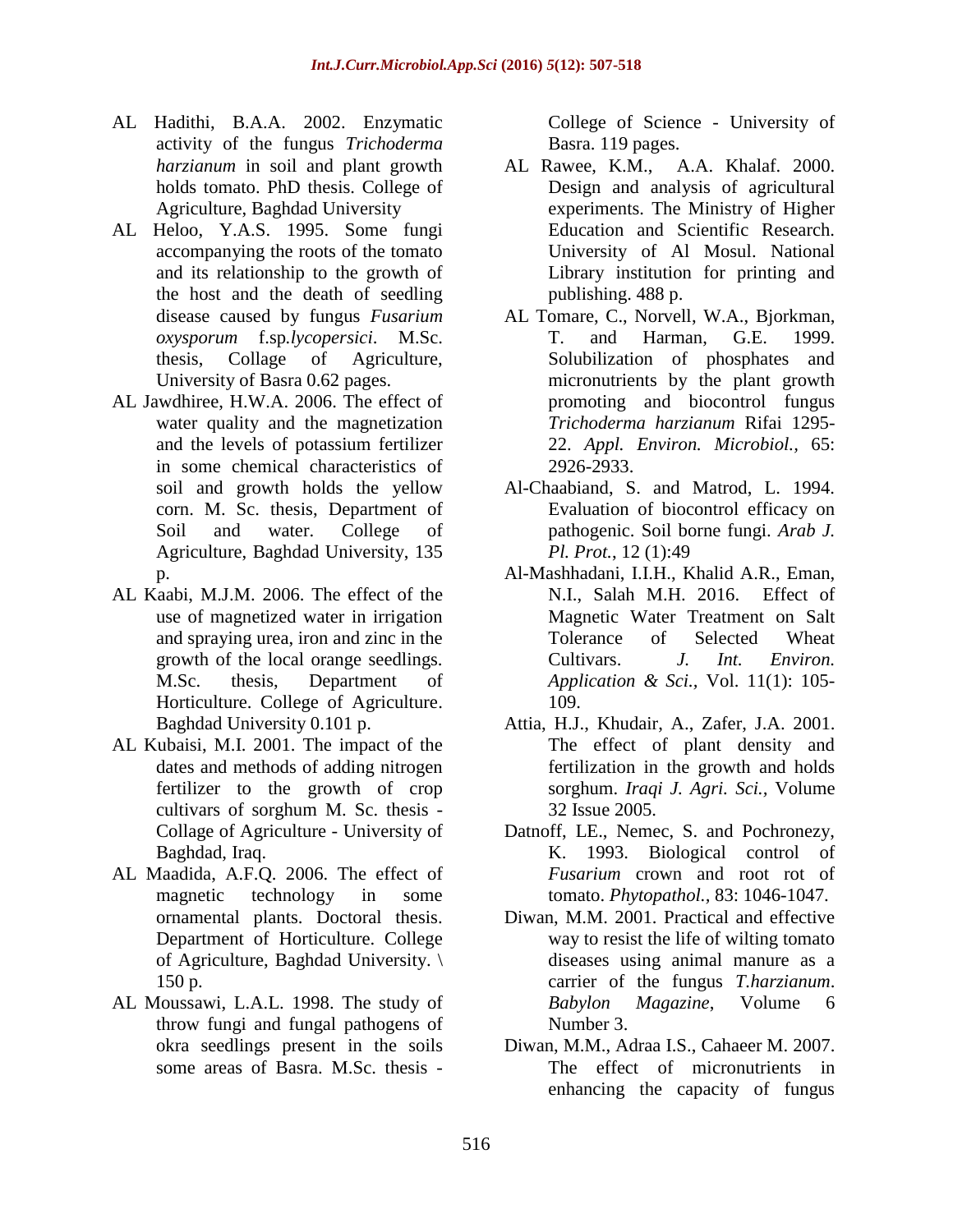AL Hadithi, B.A.A. 2002. Enzymatic activity of the fungus *Trichoderma harzianum* in soil and plant growth holds tomato. PhD thesis. College of Agriculture, Baghdad University

AL Heloo, Y.A.S. 1995. Some fungi accompanying the roots of the tomato and its relationship to the growth of the host and the death of seedling disease caused by fungus *Fusarium oxysporum* f.sp.*lycopersici*. M.Sc. thesis, Collage of Agriculture, University of Basra 0.62 pages.

AL Jawdhiree, H.W.A. 2006. The effect of water quality and the magnetization and the levels of potassium fertilizer in some chemical characteristics of soil and growth holds the yellow corn. M. Sc. thesis, Department of Soil and water. College of Agriculture, Baghdad University, 135 p.

AL Kaabi, M.J.M. 2006. The effect of the use of magnetized water in irrigation and spraying urea, iron and zinc in the growth of the local orange seedlings. M.Sc. thesis, Department of Horticulture. College of Agriculture. Baghdad University 0.101 p.

AL Kubaisi, M.I. 2001. The impact of the dates and methods of adding nitrogen fertilizer to the growth of crop cultivars of sorghum M. Sc. thesis - Collage of Agriculture - University of Baghdad, Iraq.

AL Maadida, A.F.Q. 2006. The effect of magnetic technology in some ornamental plants. Doctoral thesis. Department of Horticulture. College of Agriculture, Baghdad University. \ 150 p.

AL Moussawi, L.A.L. 1998. The study of throw fungi and fungal pathogens of okra seedlings present in the soils some areas of Basra. M.Sc. thesis - College of Science - University of Basra. 119 pages.

AL Rawee, K.M., A.A. Khalaf. 2000. Design and analysis of agricultural experiments. The Ministry of Higher Education and Scientific Research. University of Al Mosul. National Library institution for printing and publishing. 488 p.

AL Tomare, C., Norvell, W.A., Bjorkman, T. and Harman, G.E. 1999. Solubilization of phosphates and micronutrients by the plant growth promoting and biocontrol fungus *Trichoderma harzianum* Rifai 1295-22. *Appl. Environ. Microbiol.*, 65: 2926-2933.

Al-Chaabiand, S. and Matrod, L. 1994. Evaluation of biocontrol efficacy on pathogenic. Soil borne fungi. *Arab J. Pl. Prot.*, 12 (1):49

Al-Mashhadani, I.I.H., Khalid A.R., Eman, N.I., Salah M.H. 2016. Effect of Magnetic Water Treatment on Salt Tolerance of Selected Wheat Cultivars. *J. Int. Environ. Application & Sci.,* Vol. 11(1): 105-109.

Attia, H.J., Khudair, A., Zafer, J.A. 2001. The effect of plant density and fertilization in the growth and holds sorghum. *Iraqi J. Agri. Sci.,* Volume 32 Issue 2005.

Datnoff, LE., Nemec, S. and Pochronezy, K. 1993. Biological control of *Fusarium* crown and root rot of tomato. *Phytopathol.,* 83: 1046-1047.

Diwan, M.M. 2001. Practical and effective way to resist the life of wilting tomato diseases using animal manure as a carrier of the fungus *T.harzianum*. *Babylon Magazine*, Volume 6 Number 3.

Diwan, M.M., Adraa I.S., Cahaeer M. 2007. The effect of micronutrients in enhancing the capacity of fungus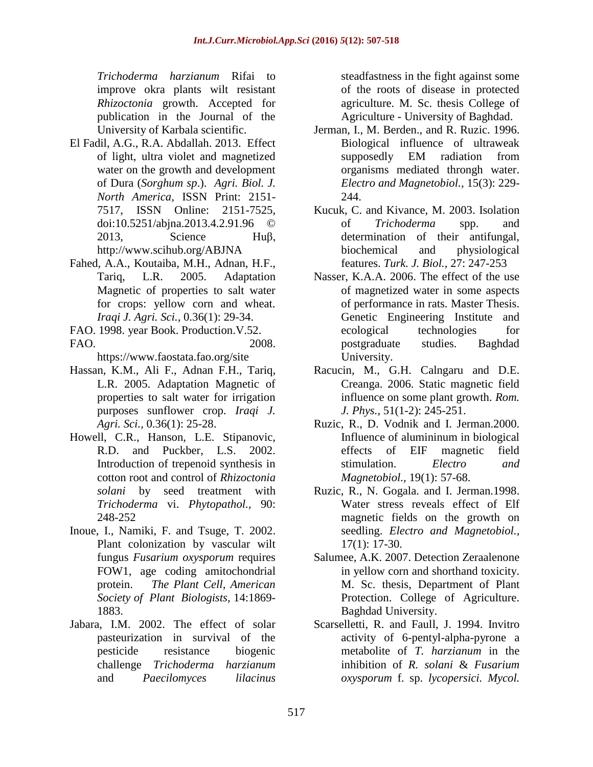*Trichoderma harzianum* Rifai to improve okra plants wilt resistant *Rhizoctonia* growth. Accepted for publication in the Journal of the University of Karbala scientific.

El Fadil, A.G., R.A. Abdallah. 2013. Effect of light, ultra violet and magnetized water on the growth and development of Dura (*Sorghum sp*.). *Agri. Biol. J. North America*, ISSN Print: 2151-7517, ISSN Online: 2151-7525, doi:10.5251/abjna.2013.4.2.91.96 © 2013, Science Huβ, http://www.scihub.org/ABJNA

Fahed, A.A., Koutaiba, M.H., Adnan, H.F., Tariq, L.R. 2005. Adaptation Magnetic of properties to salt water for crops: yellow corn and wheat. *Iraqi J. Agri. Sci.,* 0.36(1): 29-34.

FAO. 1998. year Book. Production.V.52.

FAO. 2008. https://www.faostata.fao.org/site

Hassan, K.M., Ali F., Adnan F.H., Tariq, L.R. 2005. Adaptation Magnetic of properties to salt water for irrigation purposes sunflower crop. *Iraqi J. Agri. Sci.,* 0.36(1): 25-28.

Howell, C.R., Hanson, L.E. Stipanovic, R.D. and Puckber, L.S. 2002. Introduction of trepenoid synthesis in cotton root and control of *Rhizoctonia solani* by seed treatment with *Trichoderma* vi. *Phytopathol.,* 90: 248-252

Inoue, I., Namiki, F. and Tsuge, T. 2002. Plant colonization by vascular wilt fungus *Fusarium oxysporum* requires FOW1, age coding amitochondrial protein. *The Plant Cell, American Society of Plant Biologists*, 14:1869-1883.

Jabara, I.M. 2002. The effect of solar pasteurization in survival of the pesticide resistance biogenic challenge *Trichoderma harzianum* and *Paecilomyces lilacinus* steadfastness in the fight against some of the roots of disease in protected agriculture. M. Sc. thesis College of Agriculture - University of Baghdad.

Jerman, I., M. Berden., and R. Ruzic. 1996. Biological influence of ultraweak supposedly EM radiation from organisms mediated throngh water. *Electro and Magnetobiol.,* 15(3): 229-244.

Kucuk, C. and Kivance, M. 2003. Isolation of *Trichoderma* spp. and determination of their antifungal, biochemical and physiological features. *Turk. J. Biol.,* 27: 247-253

Nasser, K.A.A. 2006. The effect of the use of magnetized water in some aspects of performance in rats. Master Thesis. Genetic Engineering Institute and ecological technologies for postgraduate studies. Baghdad University.

Racucin, M., G.H. Calngaru and D.E. Creanga. 2006. Static magnetic field influence on some plant growth. *Rom. J. Phys.,* 51(1-2): 245-251.

Ruzic, R., D. Vodnik and I. Jerman.2000. Influence of alumininum in biological effects of EIF magnetic field stimulation. *Electro and Magnetobiol.,* 19(1): 57-68.

Ruzic, R., N. Gogala. and I. Jerman.1998. Water stress reveals effect of Elf magnetic fields on the growth on seedling. *Electro and Magnetobiol.,* 17(1): 17-30.

Salumee, A.K. 2007. Detection Zeraalenone in yellow corn and shorthand toxicity. M. Sc. thesis, Department of Plant Protection. College of Agriculture. Baghdad University.

Scarselletti, R. and Faull, J. 1994. Invitro activity of 6-pentyl-alpha-pyrone a metabolite of *T. harzianum* in the inhibition of *R. solani* & *Fusarium oxysporum* f. sp. *lycopersici. Mycol.*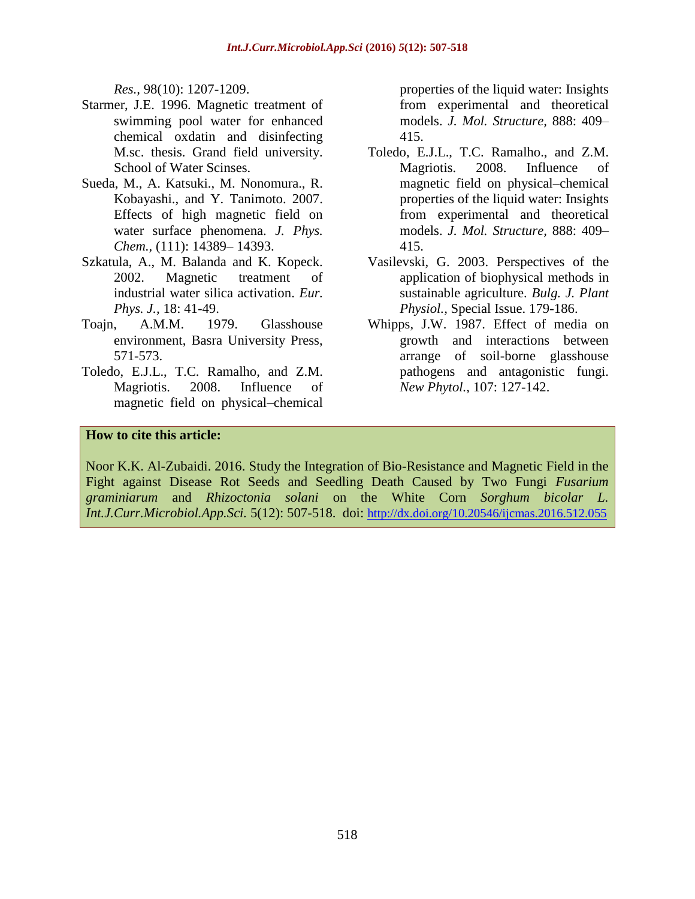*Res.,* 98(10): 1207-1209.

Starmer, J.E. 1996. Magnetic treatment of swimming pool water for enhanced chemical oxdatin and disinfecting M.sc. thesis. Grand field university. School of Water Scinses.

Sueda, M., A. Katsuki., M. Nonomura., R. Kobayashi., and Y. Tanimoto. 2007. Effects of high magnetic field on water surface phenomena. *J. Phys. Chem.,* (111): 14389– 14393.

Szkatula, A., M. Balanda and K. Kopeck. 2002. Magnetic treatment of industrial water silica activation. *Eur. Phys. J.,* 18: 41-49.

Toajn, A.M.M. 1979. Glasshouse environment, Basra University Press, 571-573.

Toledo, E.J.L., T.C. Ramalho, and Z.M. Magriotis. 2008. Influence of magnetic field on physical–chemical properties of the liquid water: Insights from experimental and theoretical models. *J. Mol. Structure,* 888: 409–415.

Toledo, E.J.L., T.C. Ramalho., and Z.M. Magriotis. 2008. Influence of magnetic field on physical–chemical properties of the liquid water: Insights from experimental and theoretical models. *J. Mol. Structure,* 888: 409–415.

Vasilevski, G. 2003. Perspectives of the application of biophysical methods in sustainable agriculture. *Bulg. J. Plant Physiol.,* Special Issue. 179-186.

Whipps, J.W. 1987. Effect of media on growth and interactions between arrange of soil-borne glasshouse pathogens and antagonistic fungi. *New Phytol.,* 107: 127-142.

**How to cite this article:**

Noor K.K. Al-Zubaidi. 2016. Study the Integration of Bio-Resistance and Magnetic Field in the Fight against Disease Rot Seeds and Seedling Death Caused by Two Fungi *Fusarium graminiarum* and *Rhizoctonia solani* on the White Corn *Sorghum bicolar L. Int.J.Curr.Microbiol.App.Sci.* 5(12): 507-518. doi: http://dx.doi.org/10.20546/ijcmas.2016.512.055